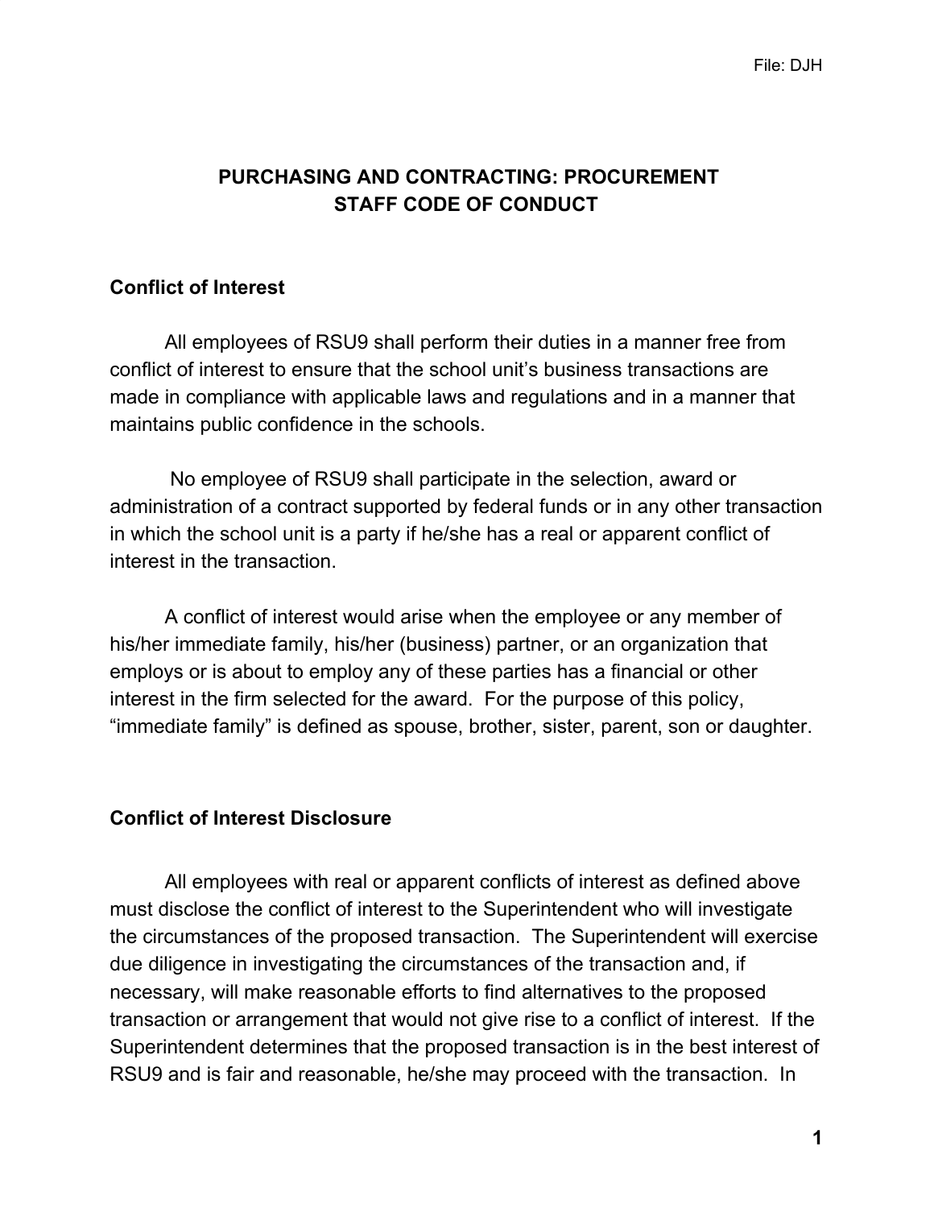# PURCHASING AND CONTRACTING: PROCUREMENT STAFF CODE OF CONDUCT

## Conflict of Interest

All employees of RSU9 shall perform their duties in a manner free from conflict of interest to ensure that the school unit's business transactions are made in compliance with applicable laws and regulations and in a manner that maintains public confidence in the schools.

No employee of RSU9 shall participate in the selection, award or administration of a contract supported by federal funds or in any other transaction in which the school unit is a party if he/she has a real or apparent conflict of interest in the transaction.

A conflict of interest would arise when the employee or any member of his/her immediate family, his/her (business) partner, or an organization that employs or is about to employ any of these parties has a financial or other interest in the firm selected for the award. For the purpose of this policy, "immediate family" is defined as spouse, brother, sister, parent, son or daughter.

## Conflict of Interest Disclosure

All employees with real or apparent conflicts of interest as defined above must disclose the conflict of interest to the Superintendent who will investigate the circumstances of the proposed transaction. The Superintendent will exercise due diligence in investigating the circumstances of the transaction and, if necessary, will make reasonable efforts to find alternatives to the proposed transaction or arrangement that would not give rise to a conflict of interest. If the Superintendent determines that the proposed transaction is in the best interest of RSU9 and is fair and reasonable, he/she may proceed with the transaction. In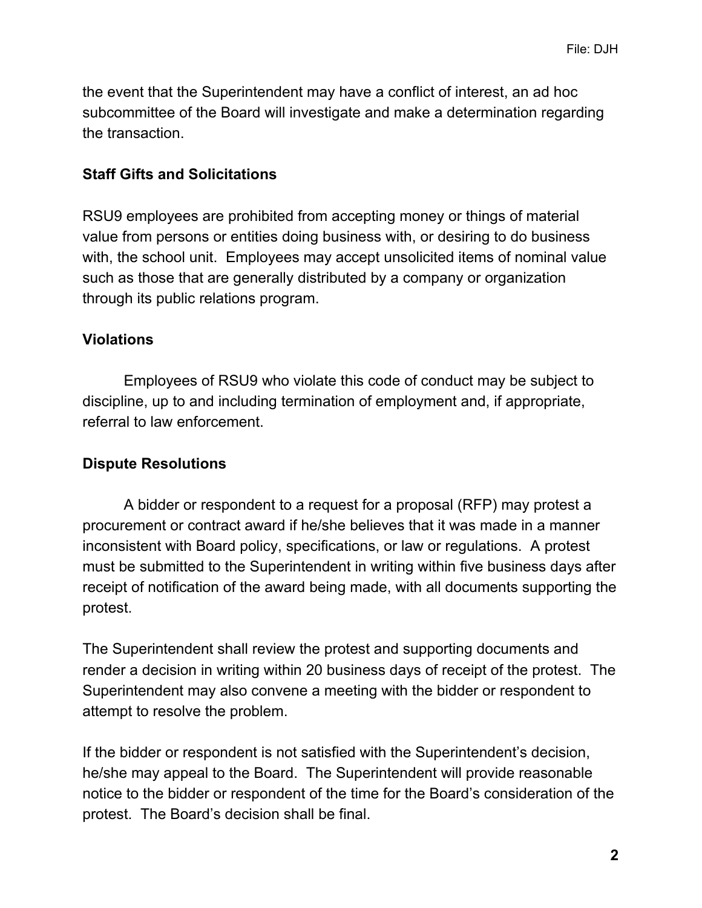the event that the Superintendent may have a conflict of interest, an ad hoc subcommittee of the Board will investigate and make a determination regarding the transaction.

**Staff Gifts and Solicitations**

RSU9 employees are prohibited from accepting money or things of material value from persons or entities doing business with, or desiring to do business with, the school unit. Employees may accept unsolicited items of nominal value such as those that are generally distributed by a company or organization through its public relations program.

**Violations**

Employees of RSU9 who violate this code of conduct may be subject to discipline, up to and including termination of employment and, if appropriate, referral to law enforcement.

**Dispute Resolutions**

A bidder or respondent to a request for a proposal (RFP) may protest a procurement or contract award if he/she believes that it was made in a manner inconsistent with Board policy, specifications, or law or regulations. A protest must be submitted to the Superintendent in writing within five business days after receipt of notification of the award being made, with all documents supporting the protest.

The Superintendent shall review the protest and supporting documents and render a decision in writing within 20 business days of receipt of the protest. The Superintendent may also convene a meeting with the bidder or respondent to attempt to resolve the problem.

If the bidder or respondent is not satisfied with the Superintendent's decision, he/she may appeal to the Board. The Superintendent will provide reasonable notice to the bidder or respondent of the time for the Board's consideration of the protest. The Board's decision shall be final.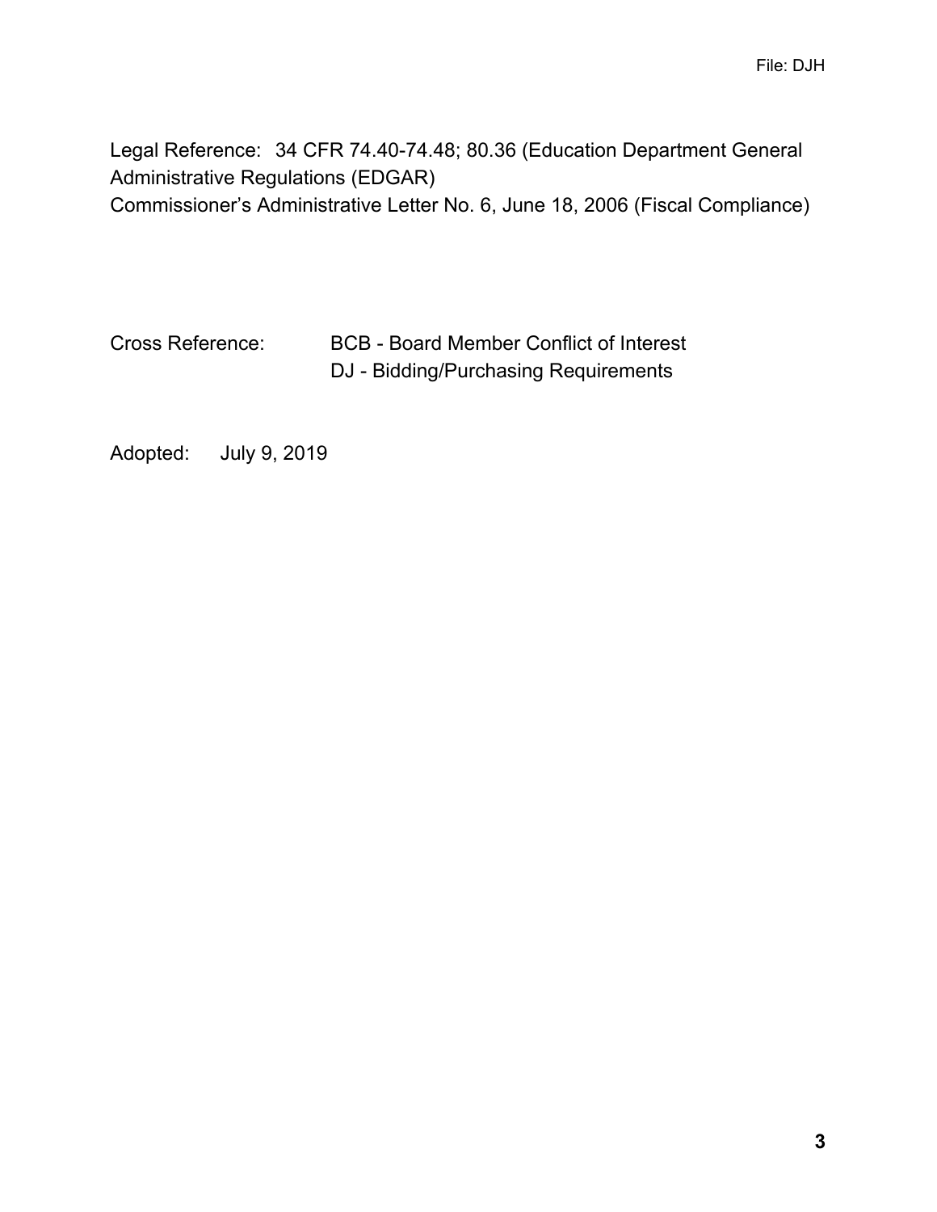Legal Reference: 34 CFR 74.40-74.48; 80.36 (Education Department General Administrative Regulations (EDGAR)
Commissioner's Administrative Letter No. 6, June 18, 2006 (Fiscal Compliance)

Cross Reference: BCB - Board Member Conflict of Interest
DJ - Bidding/Purchasing Requirements

Adopted: July 9, 2019